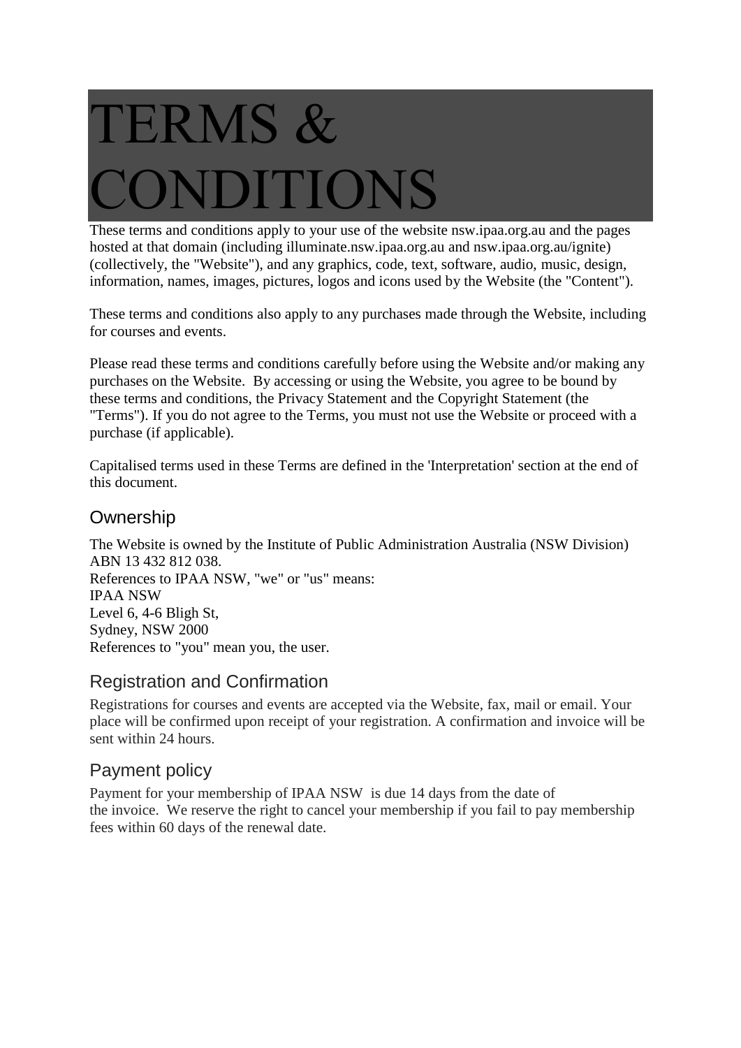# TERMS & CONDITIONS

These terms and conditions apply to your use of the website nsw.ipaa.org.au and the pages hosted at that domain (including illuminate.nsw.ipaa.org.au and nsw.ipaa.org.au/ignite) (collectively, the "Website"), and any graphics, code, text, software, audio, music, design, information, names, images, pictures, logos and icons used by the Website (the "Content").

These terms and conditions also apply to any purchases made through the Website, including for courses and events.

Please read these terms and conditions carefully before using the Website and/or making any purchases on the Website. By accessing or using the Website, you agree to be bound by these terms and conditions, the Privacy Statement and the Copyright Statement (the "Terms"). If you do not agree to the Terms, you must not use the Website or proceed with a purchase (if applicable).

Capitalised terms used in these Terms are defined in the 'Interpretation' section at the end of this document.

## Ownership

The Website is owned by the Institute of Public Administration Australia (NSW Division) ABN 13 432 812 038.
References to IPAA NSW, "we" or "us" means:
IPAA NSW
Level 6, 4-6 Bligh St,
Sydney, NSW 2000
References to "you" mean you, the user.

## Registration and Confirmation

Registrations for courses and events are accepted via the Website, fax, mail or email. Your place will be confirmed upon receipt of your registration. A confirmation and invoice will be sent within 24 hours.

## Payment policy

Payment for your membership of IPAA NSW is due 14 days from the date of the invoice. We reserve the right to cancel your membership if you fail to pay membership fees within 60 days of the renewal date.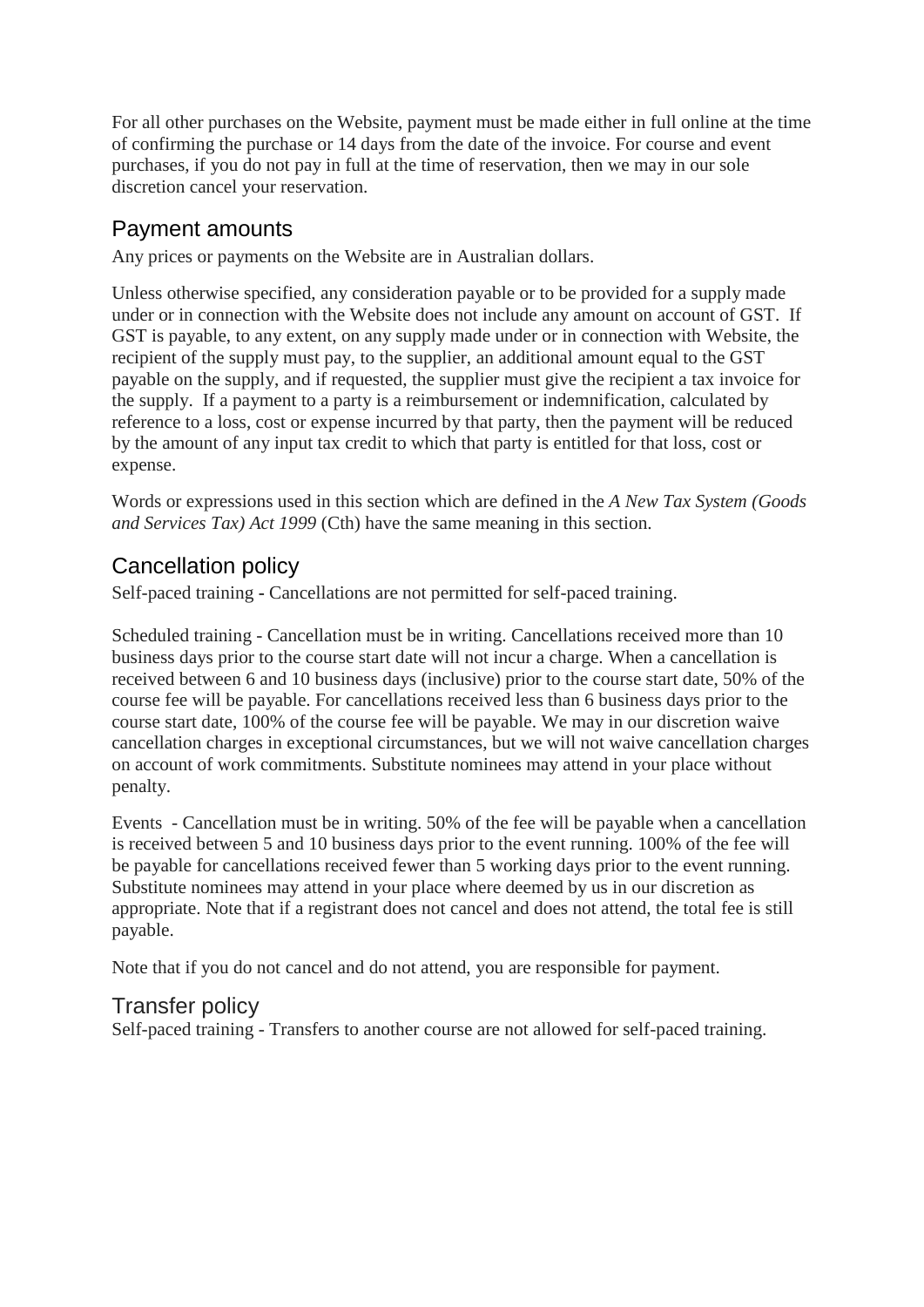For all other purchases on the Website, payment must be made either in full online at the time of confirming the purchase or 14 days from the date of the invoice. For course and event purchases, if you do not pay in full at the time of reservation, then we may in our sole discretion cancel your reservation.

## Payment amounts

Any prices or payments on the Website are in Australian dollars.

Unless otherwise specified, any consideration payable or to be provided for a supply made under or in connection with the Website does not include any amount on account of GST. If GST is payable, to any extent, on any supply made under or in connection with Website, the recipient of the supply must pay, to the supplier, an additional amount equal to the GST payable on the supply, and if requested, the supplier must give the recipient a tax invoice for the supply. If a payment to a party is a reimbursement or indemnification, calculated by reference to a loss, cost or expense incurred by that party, then the payment will be reduced by the amount of any input tax credit to which that party is entitled for that loss, cost or expense.

Words or expressions used in this section which are defined in the *A New Tax System (Goods and Services Tax) Act 1999* (Cth) have the same meaning in this section.

## Cancellation policy

Self-paced training - Cancellations are not permitted for self-paced training.

Scheduled training - Cancellation must be in writing. Cancellations received more than 10 business days prior to the course start date will not incur a charge. When a cancellation is received between 6 and 10 business days (inclusive) prior to the course start date, 50% of the course fee will be payable. For cancellations received less than 6 business days prior to the course start date, 100% of the course fee will be payable. We may in our discretion waive cancellation charges in exceptional circumstances, but we will not waive cancellation charges on account of work commitments. Substitute nominees may attend in your place without penalty.

Events - Cancellation must be in writing. 50% of the fee will be payable when a cancellation is received between 5 and 10 business days prior to the event running. 100% of the fee will be payable for cancellations received fewer than 5 working days prior to the event running. Substitute nominees may attend in your place where deemed by us in our discretion as appropriate. Note that if a registrant does not cancel and does not attend, the total fee is still payable.

Note that if you do not cancel and do not attend, you are responsible for payment.

## Transfer policy

Self-paced training - Transfers to another course are not allowed for self-paced training.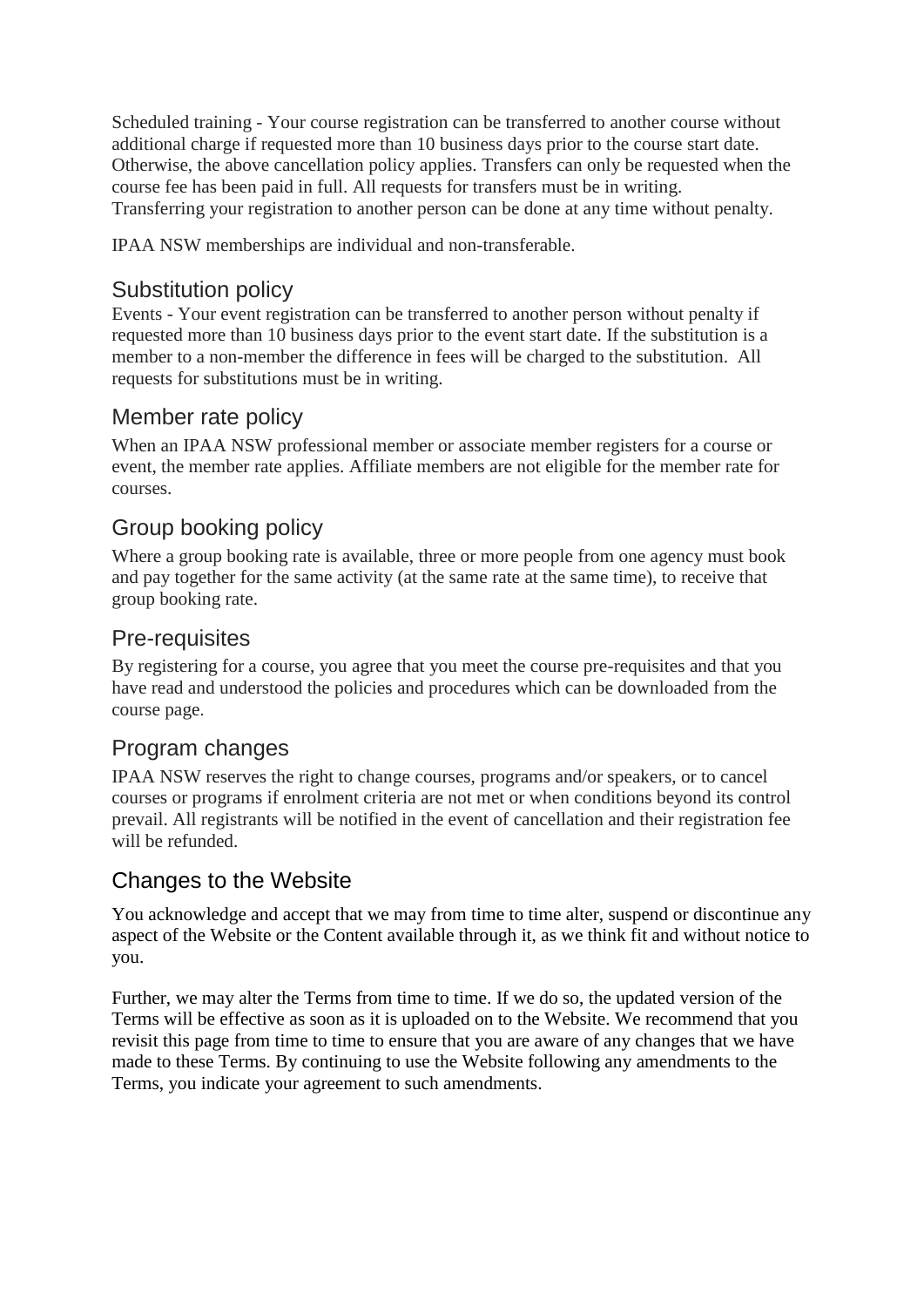Scheduled training - Your course registration can be transferred to another course without additional charge if requested more than 10 business days prior to the course start date. Otherwise, the above cancellation policy applies. Transfers can only be requested when the course fee has been paid in full. All requests for transfers must be in writing. Transferring your registration to another person can be done at any time without penalty.

IPAA NSW memberships are individual and non-transferable.

## Substitution policy

Events - Your event registration can be transferred to another person without penalty if requested more than 10 business days prior to the event start date. If the substitution is a member to a non-member the difference in fees will be charged to the substitution. All requests for substitutions must be in writing.

## Member rate policy

When an IPAA NSW professional member or associate member registers for a course or event, the member rate applies. Affiliate members are not eligible for the member rate for courses.

## Group booking policy

Where a group booking rate is available, three or more people from one agency must book and pay together for the same activity (at the same rate at the same time), to receive that group booking rate.

## Pre-requisites

By registering for a course, you agree that you meet the course pre-requisites and that you have read and understood the policies and procedures which can be downloaded from the course page.

## Program changes

IPAA NSW reserves the right to change courses, programs and/or speakers, or to cancel courses or programs if enrolment criteria are not met or when conditions beyond its control prevail. All registrants will be notified in the event of cancellation and their registration fee will be refunded.

## Changes to the Website

You acknowledge and accept that we may from time to time alter, suspend or discontinue any aspect of the Website or the Content available through it, as we think fit and without notice to you.

Further, we may alter the Terms from time to time. If we do so, the updated version of the Terms will be effective as soon as it is uploaded on to the Website. We recommend that you revisit this page from time to time to ensure that you are aware of any changes that we have made to these Terms. By continuing to use the Website following any amendments to the Terms, you indicate your agreement to such amendments.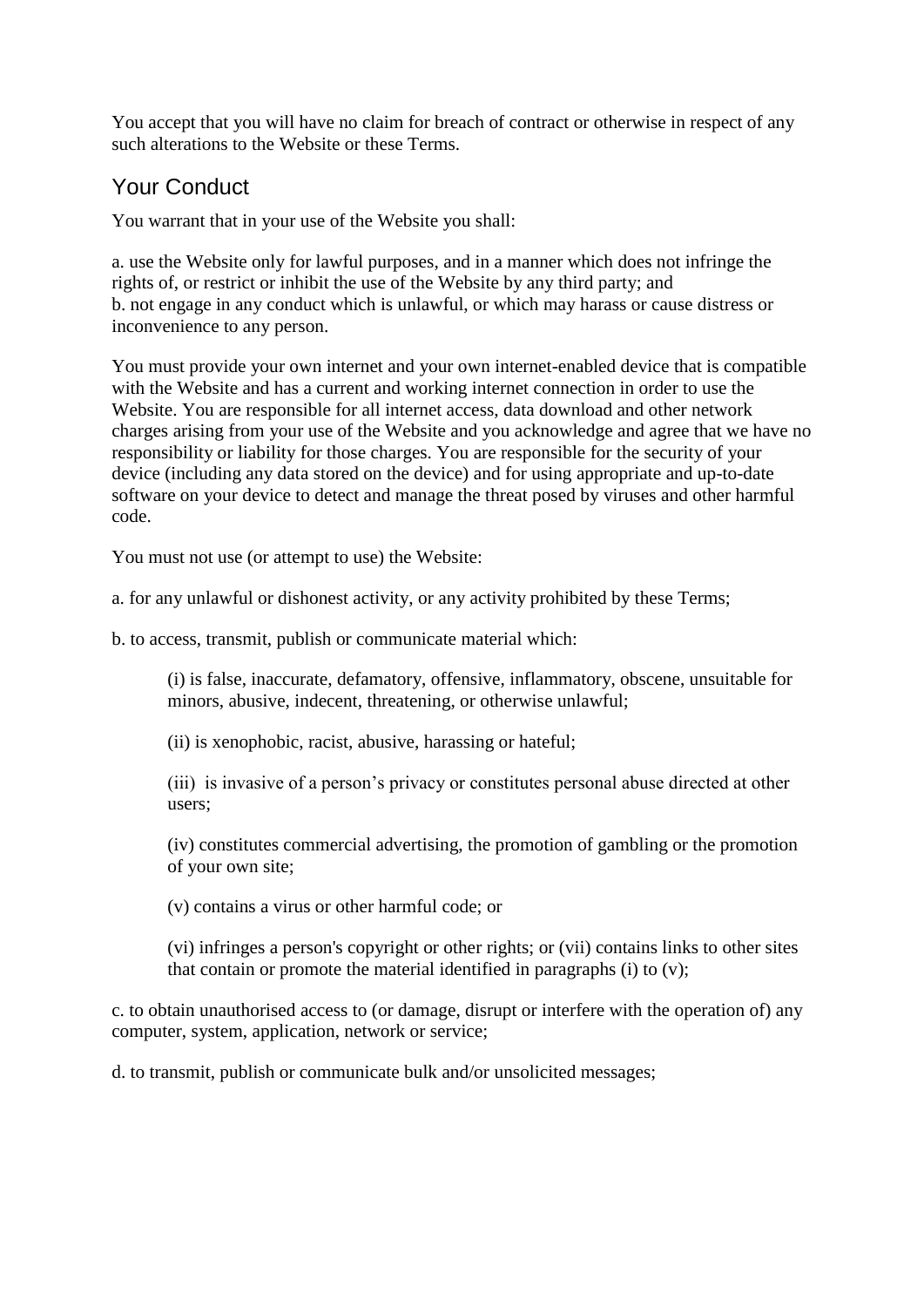You accept that you will have no claim for breach of contract or otherwise in respect of any such alterations to the Website or these Terms.

## Your Conduct

You warrant that in your use of the Website you shall:

a. use the Website only for lawful purposes, and in a manner which does not infringe the rights of, or restrict or inhibit the use of the Website by any third party; and
b. not engage in any conduct which is unlawful, or which may harass or cause distress or inconvenience to any person.

You must provide your own internet and your own internet-enabled device that is compatible with the Website and has a current and working internet connection in order to use the Website. You are responsible for all internet access, data download and other network charges arising from your use of the Website and you acknowledge and agree that we have no responsibility or liability for those charges. You are responsible for the security of your device (including any data stored on the device) and for using appropriate and up-to-date software on your device to detect and manage the threat posed by viruses and other harmful code.

You must not use (or attempt to use) the Website:

a. for any unlawful or dishonest activity, or any activity prohibited by these Terms;

b. to access, transmit, publish or communicate material which:

> (i) is false, inaccurate, defamatory, offensive, inflammatory, obscene, unsuitable for minors, abusive, indecent, threatening, or otherwise unlawful;
>
> (ii) is xenophobic, racist, abusive, harassing or hateful;
>
> (iii) is invasive of a person's privacy or constitutes personal abuse directed at other users;
>
> (iv) constitutes commercial advertising, the promotion of gambling or the promotion of your own site;
>
> (v) contains a virus or other harmful code; or
>
> (vi) infringes a person's copyright or other rights; or (vii) contains links to other sites that contain or promote the material identified in paragraphs (i) to (v);

c. to obtain unauthorised access to (or damage, disrupt or interfere with the operation of) any computer, system, application, network or service;

d. to transmit, publish or communicate bulk and/or unsolicited messages;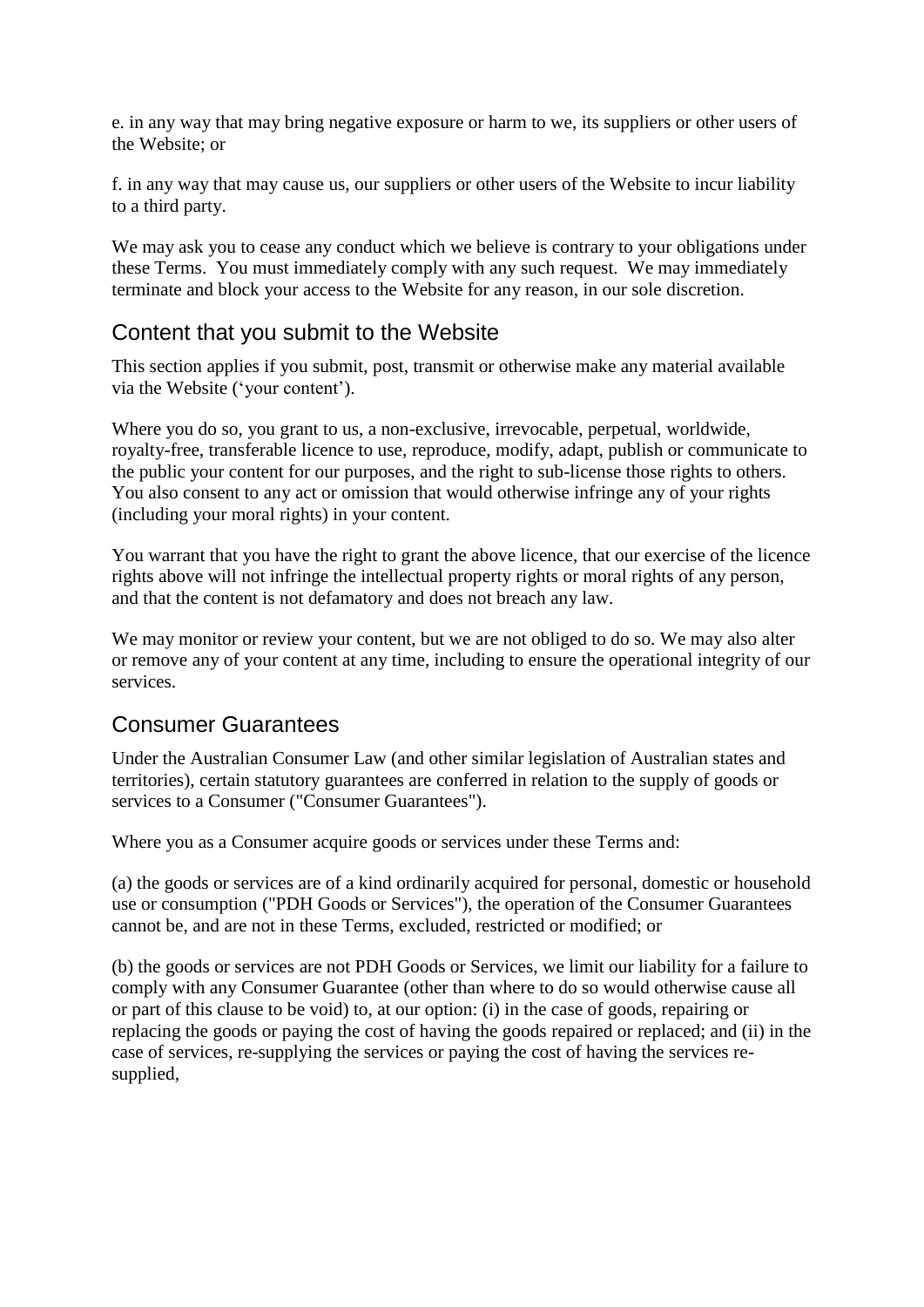e. in any way that may bring negative exposure or harm to we, its suppliers or other users of the Website; or

f. in any way that may cause us, our suppliers or other users of the Website to incur liability to a third party.

We may ask you to cease any conduct which we believe is contrary to your obligations under these Terms. You must immediately comply with any such request. We may immediately terminate and block your access to the Website for any reason, in our sole discretion.

## Content that you submit to the Website

This section applies if you submit, post, transmit or otherwise make any material available via the Website ('your content').

Where you do so, you grant to us, a non-exclusive, irrevocable, perpetual, worldwide, royalty-free, transferable licence to use, reproduce, modify, adapt, publish or communicate to the public your content for our purposes, and the right to sub-license those rights to others. You also consent to any act or omission that would otherwise infringe any of your rights (including your moral rights) in your content.

You warrant that you have the right to grant the above licence, that our exercise of the licence rights above will not infringe the intellectual property rights or moral rights of any person, and that the content is not defamatory and does not breach any law.

We may monitor or review your content, but we are not obliged to do so. We may also alter or remove any of your content at any time, including to ensure the operational integrity of our services.

## Consumer Guarantees

Under the Australian Consumer Law (and other similar legislation of Australian states and territories), certain statutory guarantees are conferred in relation to the supply of goods or services to a Consumer ("Consumer Guarantees").

Where you as a Consumer acquire goods or services under these Terms and:

(a) the goods or services are of a kind ordinarily acquired for personal, domestic or household use or consumption ("PDH Goods or Services"), the operation of the Consumer Guarantees cannot be, and are not in these Terms, excluded, restricted or modified; or

(b) the goods or services are not PDH Goods or Services, we limit our liability for a failure to comply with any Consumer Guarantee (other than where to do so would otherwise cause all or part of this clause to be void) to, at our option: (i) in the case of goods, repairing or replacing the goods or paying the cost of having the goods repaired or replaced; and (ii) in the case of services, re-supplying the services or paying the cost of having the services re-supplied,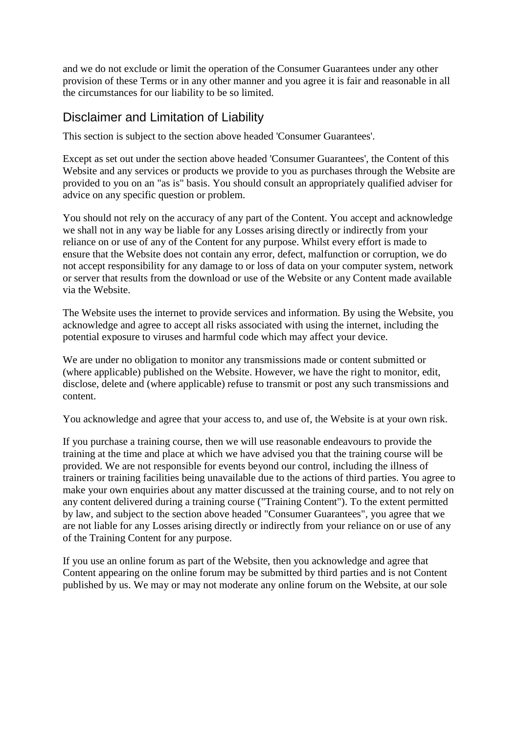and we do not exclude or limit the operation of the Consumer Guarantees under any other provision of these Terms or in any other manner and you agree it is fair and reasonable in all the circumstances for our liability to be so limited.

## Disclaimer and Limitation of Liability

This section is subject to the section above headed 'Consumer Guarantees'.

Except as set out under the section above headed 'Consumer Guarantees', the Content of this Website and any services or products we provide to you as purchases through the Website are provided to you on an "as is" basis. You should consult an appropriately qualified adviser for advice on any specific question or problem.

You should not rely on the accuracy of any part of the Content. You accept and acknowledge we shall not in any way be liable for any Losses arising directly or indirectly from your reliance on or use of any of the Content for any purpose. Whilst every effort is made to ensure that the Website does not contain any error, defect, malfunction or corruption, we do not accept responsibility for any damage to or loss of data on your computer system, network or server that results from the download or use of the Website or any Content made available via the Website.

The Website uses the internet to provide services and information. By using the Website, you acknowledge and agree to accept all risks associated with using the internet, including the potential exposure to viruses and harmful code which may affect your device.

We are under no obligation to monitor any transmissions made or content submitted or (where applicable) published on the Website. However, we have the right to monitor, edit, disclose, delete and (where applicable) refuse to transmit or post any such transmissions and content.

You acknowledge and agree that your access to, and use of, the Website is at your own risk.

If you purchase a training course, then we will use reasonable endeavours to provide the training at the time and place at which we have advised you that the training course will be provided. We are not responsible for events beyond our control, including the illness of trainers or training facilities being unavailable due to the actions of third parties. You agree to make your own enquiries about any matter discussed at the training course, and to not rely on any content delivered during a training course ("Training Content"). To the extent permitted by law, and subject to the section above headed "Consumer Guarantees", you agree that we are not liable for any Losses arising directly or indirectly from your reliance on or use of any of the Training Content for any purpose.

If you use an online forum as part of the Website, then you acknowledge and agree that Content appearing on the online forum may be submitted by third parties and is not Content published by us. We may or may not moderate any online forum on the Website, at our sole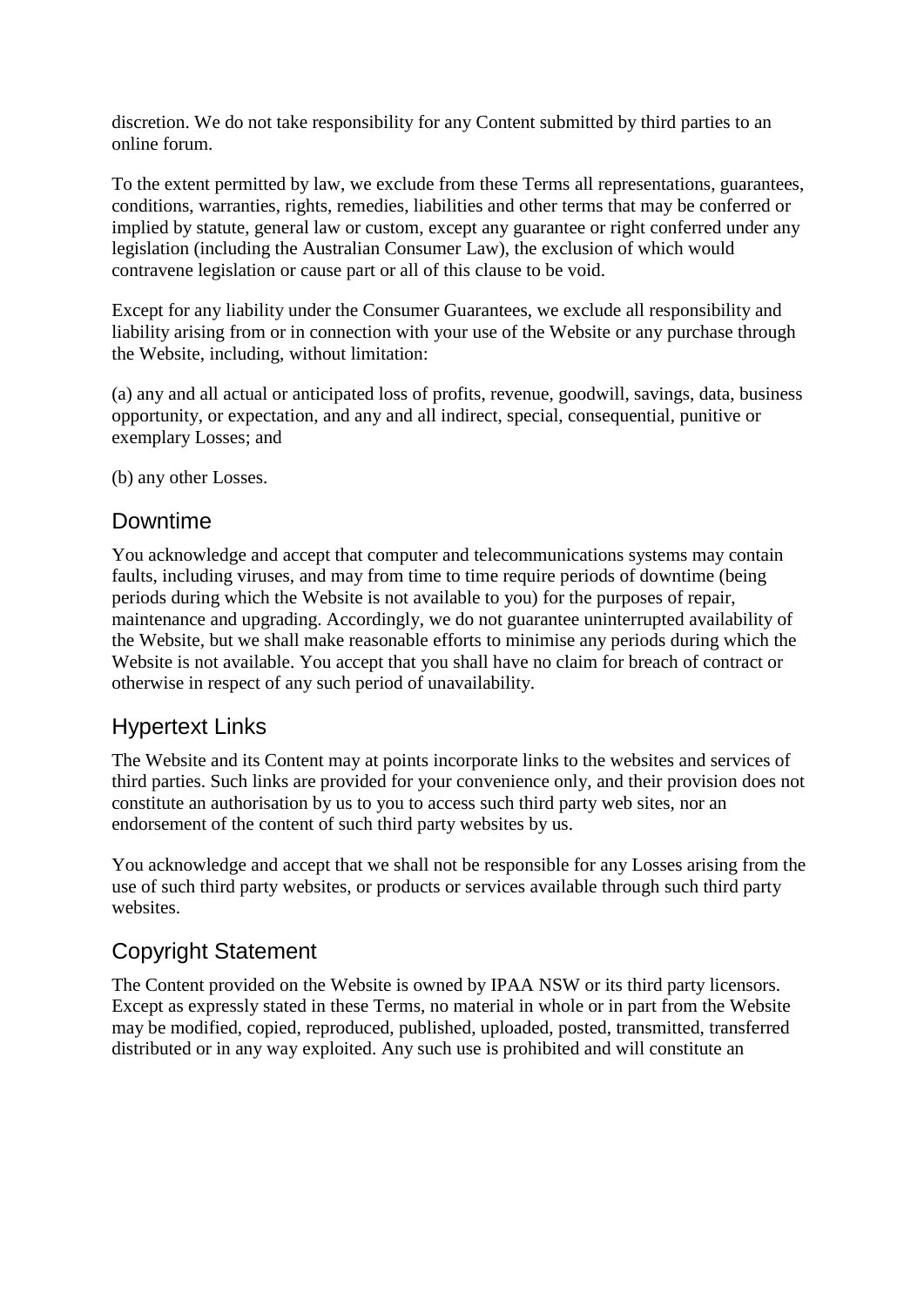discretion. We do not take responsibility for any Content submitted by third parties to an online forum.

To the extent permitted by law, we exclude from these Terms all representations, guarantees, conditions, warranties, rights, remedies, liabilities and other terms that may be conferred or implied by statute, general law or custom, except any guarantee or right conferred under any legislation (including the Australian Consumer Law), the exclusion of which would contravene legislation or cause part or all of this clause to be void.

Except for any liability under the Consumer Guarantees, we exclude all responsibility and liability arising from or in connection with your use of the Website or any purchase through the Website, including, without limitation:

(a) any and all actual or anticipated loss of profits, revenue, goodwill, savings, data, business opportunity, or expectation, and any and all indirect, special, consequential, punitive or exemplary Losses; and

(b) any other Losses.

## Downtime

You acknowledge and accept that computer and telecommunications systems may contain faults, including viruses, and may from time to time require periods of downtime (being periods during which the Website is not available to you) for the purposes of repair, maintenance and upgrading. Accordingly, we do not guarantee uninterrupted availability of the Website, but we shall make reasonable efforts to minimise any periods during which the Website is not available. You accept that you shall have no claim for breach of contract or otherwise in respect of any such period of unavailability.

## Hypertext Links

The Website and its Content may at points incorporate links to the websites and services of third parties. Such links are provided for your convenience only, and their provision does not constitute an authorisation by us to you to access such third party web sites, nor an endorsement of the content of such third party websites by us.

You acknowledge and accept that we shall not be responsible for any Losses arising from the use of such third party websites, or products or services available through such third party websites.

## Copyright Statement

The Content provided on the Website is owned by IPAA NSW or its third party licensors. Except as expressly stated in these Terms, no material in whole or in part from the Website may be modified, copied, reproduced, published, uploaded, posted, transmitted, transferred distributed or in any way exploited. Any such use is prohibited and will constitute an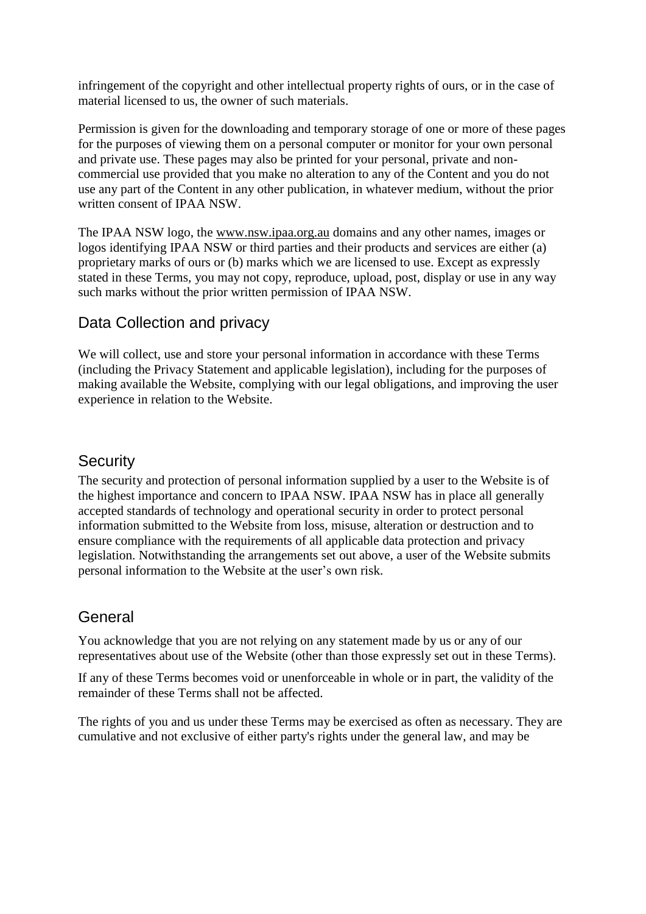infringement of the copyright and other intellectual property rights of ours, or in the case of material licensed to us, the owner of such materials.

Permission is given for the downloading and temporary storage of one or more of these pages for the purposes of viewing them on a personal computer or monitor for your own personal and private use. These pages may also be printed for your personal, private and non-commercial use provided that you make no alteration to any of the Content and you do not use any part of the Content in any other publication, in whatever medium, without the prior written consent of IPAA NSW.

The IPAA NSW logo, the www.nsw.ipaa.org.au domains and any other names, images or logos identifying IPAA NSW or third parties and their products and services are either (a) proprietary marks of ours or (b) marks which we are licensed to use. Except as expressly stated in these Terms, you may not copy, reproduce, upload, post, display or use in any way such marks without the prior written permission of IPAA NSW.

## Data Collection and privacy

We will collect, use and store your personal information in accordance with these Terms (including the Privacy Statement and applicable legislation), including for the purposes of making available the Website, complying with our legal obligations, and improving the user experience in relation to the Website.

## Security

The security and protection of personal information supplied by a user to the Website is of the highest importance and concern to IPAA NSW. IPAA NSW has in place all generally accepted standards of technology and operational security in order to protect personal information submitted to the Website from loss, misuse, alteration or destruction and to ensure compliance with the requirements of all applicable data protection and privacy legislation. Notwithstanding the arrangements set out above, a user of the Website submits personal information to the Website at the user's own risk.

## General

You acknowledge that you are not relying on any statement made by us or any of our representatives about use of the Website (other than those expressly set out in these Terms).

If any of these Terms becomes void or unenforceable in whole or in part, the validity of the remainder of these Terms shall not be affected.

The rights of you and us under these Terms may be exercised as often as necessary. They are cumulative and not exclusive of either party's rights under the general law, and may be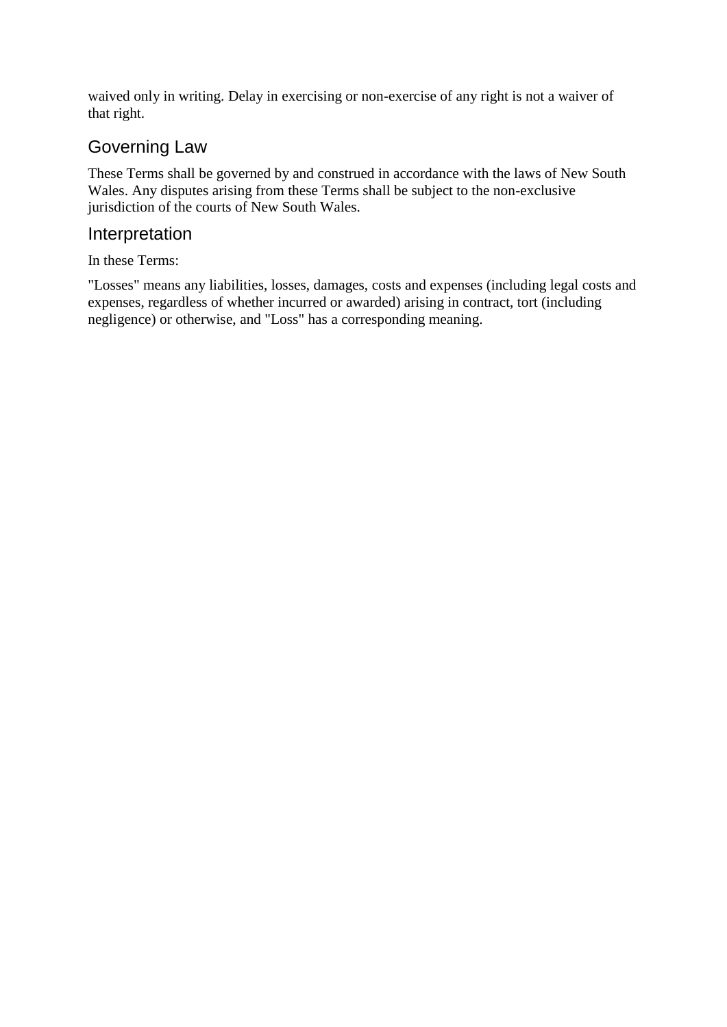waived only in writing. Delay in exercising or non-exercise of any right is not a waiver of that right.

## Governing Law

These Terms shall be governed by and construed in accordance with the laws of New South Wales. Any disputes arising from these Terms shall be subject to the non-exclusive jurisdiction of the courts of New South Wales.

## Interpretation

In these Terms:

"Losses" means any liabilities, losses, damages, costs and expenses (including legal costs and expenses, regardless of whether incurred or awarded) arising in contract, tort (including negligence) or otherwise, and "Loss" has a corresponding meaning.